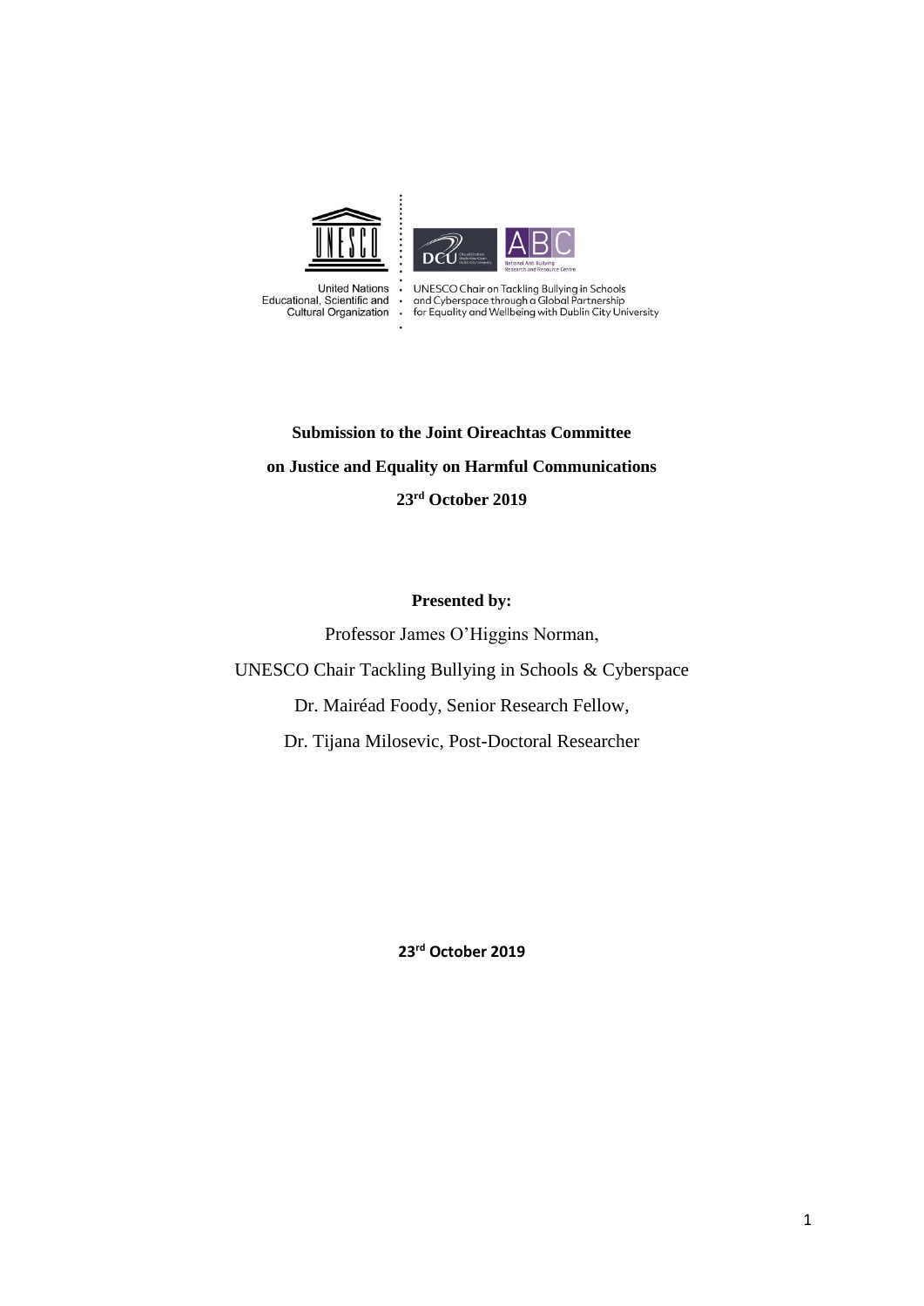United Nations Educational, Scientific and Cultural Organization

UNESCO Chair on Tackling Bullying in Schools and Cyberspace through a Global Partnership for Equality and Wellbeing with Dublin City University

**Submission to the Joint Oireachtas Committee**

**on Justice and Equality on Harmful Communications**

**23rd October 2019**

**Presented by:**

Professor James O'Higgins Norman,

UNESCO Chair Tackling Bullying in Schools & Cyberspace

Dr. Mairéad Foody, Senior Research Fellow,

Dr. Tijana Milosevic, Post-Doctoral Researcher

**23rd October 2019**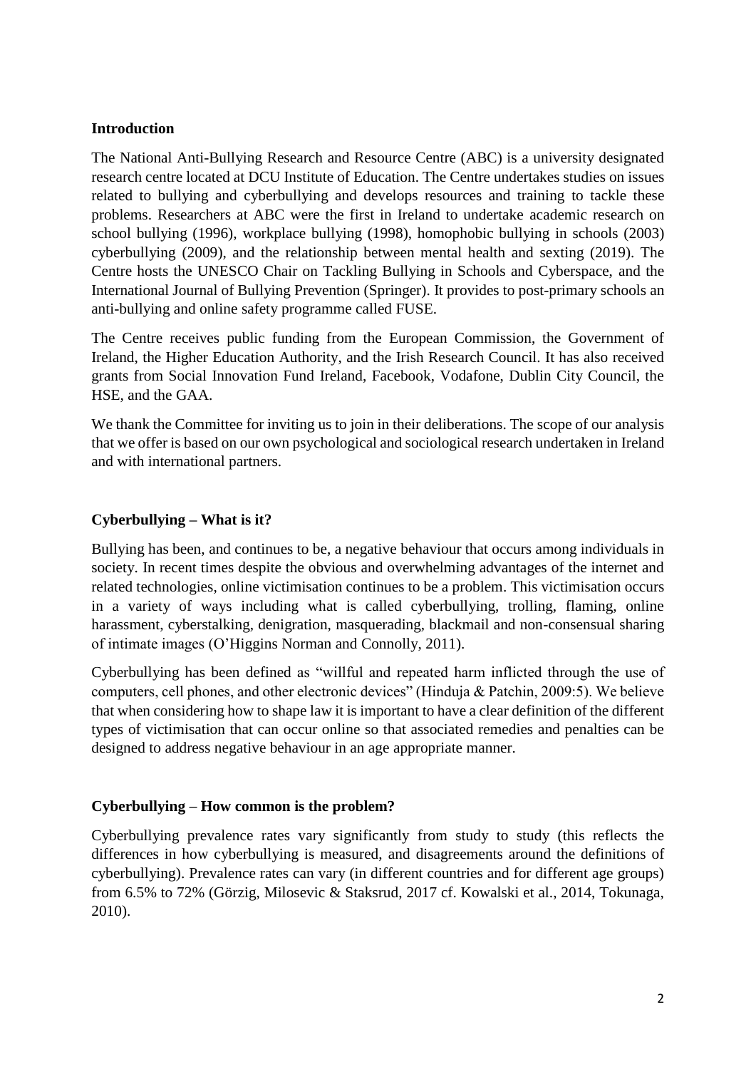## Introduction

The National Anti-Bullying Research and Resource Centre (ABC) is a university designated research centre located at DCU Institute of Education. The Centre undertakes studies on issues related to bullying and cyberbullying and develops resources and training to tackle these problems. Researchers at ABC were the first in Ireland to undertake academic research on school bullying (1996), workplace bullying (1998), homophobic bullying in schools (2003) cyberbullying (2009), and the relationship between mental health and sexting (2019). The Centre hosts the UNESCO Chair on Tackling Bullying in Schools and Cyberspace, and the International Journal of Bullying Prevention (Springer). It provides to post-primary schools an anti-bullying and online safety programme called FUSE.

The Centre receives public funding from the European Commission, the Government of Ireland, the Higher Education Authority, and the Irish Research Council. It has also received grants from Social Innovation Fund Ireland, Facebook, Vodafone, Dublin City Council, the HSE, and the GAA.

We thank the Committee for inviting us to join in their deliberations. The scope of our analysis that we offer is based on our own psychological and sociological research undertaken in Ireland and with international partners.

## Cyberbullying – What is it?

Bullying has been, and continues to be, a negative behaviour that occurs among individuals in society. In recent times despite the obvious and overwhelming advantages of the internet and related technologies, online victimisation continues to be a problem. This victimisation occurs in a variety of ways including what is called cyberbullying, trolling, flaming, online harassment, cyberstalking, denigration, masquerading, blackmail and non-consensual sharing of intimate images (O'Higgins Norman and Connolly, 2011).

Cyberbullying has been defined as "willful and repeated harm inflicted through the use of computers, cell phones, and other electronic devices" (Hinduja & Patchin, 2009:5). We believe that when considering how to shape law it is important to have a clear definition of the different types of victimisation that can occur online so that associated remedies and penalties can be designed to address negative behaviour in an age appropriate manner.

## Cyberbullying – How common is the problem?

Cyberbullying prevalence rates vary significantly from study to study (this reflects the differences in how cyberbullying is measured, and disagreements around the definitions of cyberbullying). Prevalence rates can vary (in different countries and for different age groups) from 6.5% to 72% (Görzig, Milosevic & Staksrud, 2017 cf. Kowalski et al., 2014, Tokunaga, 2010).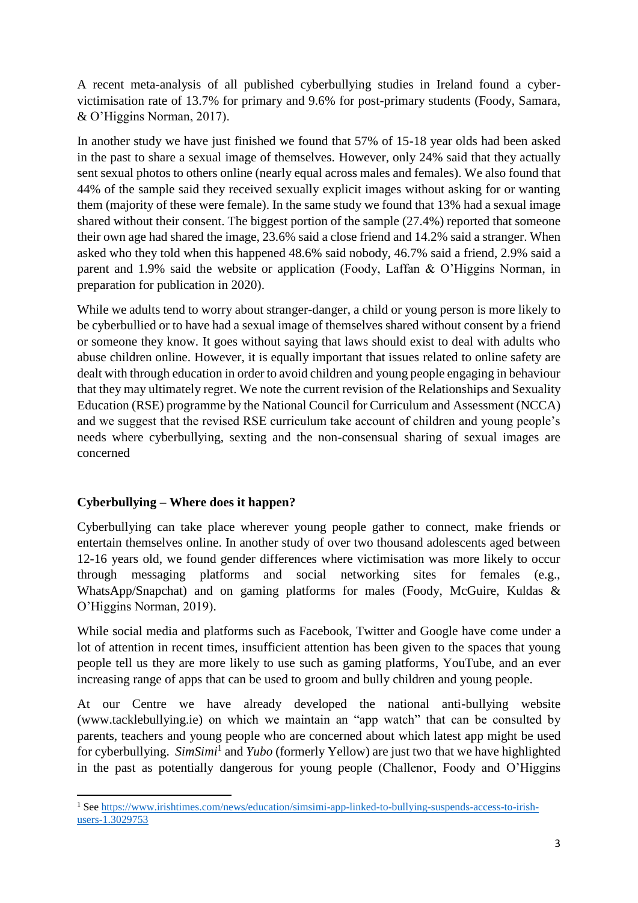A recent meta-analysis of all published cyberbullying studies in Ireland found a cyber-victimisation rate of 13.7% for primary and 9.6% for post-primary students (Foody, Samara, & O'Higgins Norman, 2017).

In another study we have just finished we found that 57% of 15-18 year olds had been asked in the past to share a sexual image of themselves. However, only 24% said that they actually sent sexual photos to others online (nearly equal across males and females). We also found that 44% of the sample said they received sexually explicit images without asking for or wanting them (majority of these were female). In the same study we found that 13% had a sexual image shared without their consent. The biggest portion of the sample (27.4%) reported that someone their own age had shared the image, 23.6% said a close friend and 14.2% said a stranger. When asked who they told when this happened 48.6% said nobody, 46.7% said a friend, 2.9% said a parent and 1.9% said the website or application (Foody, Laffan & O'Higgins Norman, in preparation for publication in 2020).

While we adults tend to worry about stranger-danger, a child or young person is more likely to be cyberbullied or to have had a sexual image of themselves shared without consent by a friend or someone they know. It goes without saying that laws should exist to deal with adults who abuse children online. However, it is equally important that issues related to online safety are dealt with through education in order to avoid children and young people engaging in behaviour that they may ultimately regret. We note the current revision of the Relationships and Sexuality Education (RSE) programme by the National Council for Curriculum and Assessment (NCCA) and we suggest that the revised RSE curriculum take account of children and young people's needs where cyberbullying, sexting and the non-consensual sharing of sexual images are concerned

## Cyberbullying – Where does it happen?

Cyberbullying can take place wherever young people gather to connect, make friends or entertain themselves online. In another study of over two thousand adolescents aged between 12-16 years old, we found gender differences where victimisation was more likely to occur through messaging platforms and social networking sites for females (e.g., WhatsApp/Snapchat) and on gaming platforms for males (Foody, McGuire, Kuldas & O'Higgins Norman, 2019).

While social media and platforms such as Facebook, Twitter and Google have come under a lot of attention in recent times, insufficient attention has been given to the spaces that young people tell us they are more likely to use such as gaming platforms, YouTube, and an ever increasing range of apps that can be used to groom and bully children and young people.

At our Centre we have already developed the national anti-bullying website (www.tacklebullying.ie) on which we maintain an "app watch" that can be consulted by parents, teachers and young people who are concerned about which latest app might be used for cyberbullying. *SimSimi*[1] and *Yubo* (formerly Yellow) are just two that we have highlighted in the past as potentially dangerous for young people (Challenor, Foody and O'Higgins

---

[1] See https://www.irishtimes.com/news/education/simsimi-app-linked-to-bullying-suspends-access-to-irish-users-1.3029753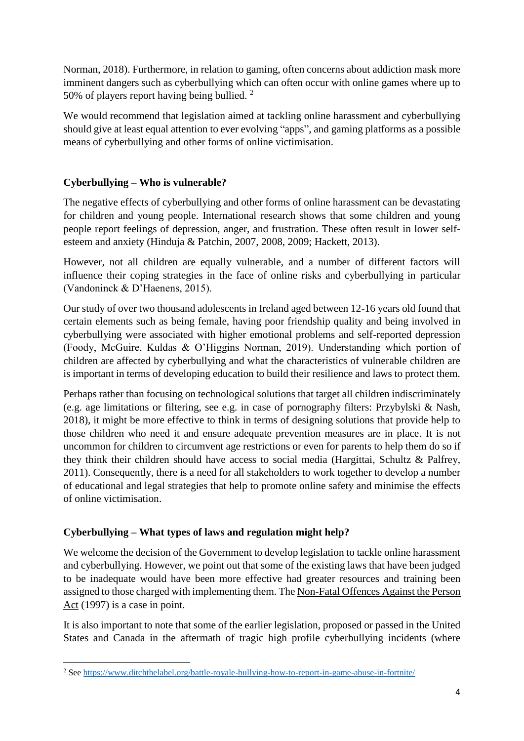Norman, 2018). Furthermore, in relation to gaming, often concerns about addiction mask more imminent dangers such as cyberbullying which can often occur with online games where up to 50% of players report having being bullied. [2]

We would recommend that legislation aimed at tackling online harassment and cyberbullying should give at least equal attention to ever evolving "apps", and gaming platforms as a possible means of cyberbullying and other forms of online victimisation.

## Cyberbullying – Who is vulnerable?

The negative effects of cyberbullying and other forms of online harassment can be devastating for children and young people. International research shows that some children and young people report feelings of depression, anger, and frustration. These often result in lower self-esteem and anxiety (Hinduja & Patchin, 2007, 2008, 2009; Hackett, 2013).

However, not all children are equally vulnerable, and a number of different factors will influence their coping strategies in the face of online risks and cyberbullying in particular (Vandoninck & D'Haenens, 2015).

Our study of over two thousand adolescents in Ireland aged between 12-16 years old found that certain elements such as being female, having poor friendship quality and being involved in cyberbullying were associated with higher emotional problems and self-reported depression (Foody, McGuire, Kuldas & O'Higgins Norman, 2019). Understanding which portion of children are affected by cyberbullying and what the characteristics of vulnerable children are is important in terms of developing education to build their resilience and laws to protect them.

Perhaps rather than focusing on technological solutions that target all children indiscriminately (e.g. age limitations or filtering, see e.g. in case of pornography filters: Przybylski & Nash, 2018), it might be more effective to think in terms of designing solutions that provide help to those children who need it and ensure adequate prevention measures are in place. It is not uncommon for children to circumvent age restrictions or even for parents to help them do so if they think their children should have access to social media (Hargittai, Schultz & Palfrey, 2011). Consequently, there is a need for all stakeholders to work together to develop a number of educational and legal strategies that help to promote online safety and minimise the effects of online victimisation.

## Cyberbullying – What types of laws and regulation might help?

We welcome the decision of the Government to develop legislation to tackle online harassment and cyberbullying. However, we point out that some of the existing laws that have been judged to be inadequate would have been more effective had greater resources and training been assigned to those charged with implementing them. The Non-Fatal Offences Against the Person Act (1997) is a case in point.

It is also important to note that some of the earlier legislation, proposed or passed in the United States and Canada in the aftermath of tragic high profile cyberbullying incidents (where

---

[2] See https://www.ditchthelabel.org/battle-royale-bullying-how-to-report-in-game-abuse-in-fortnite/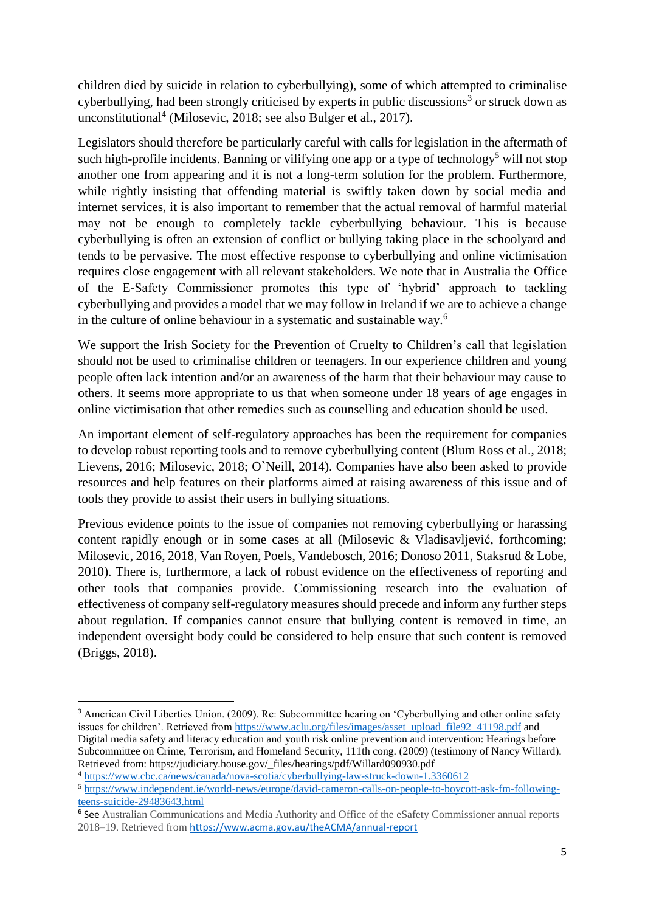children died by suicide in relation to cyberbullying), some of which attempted to criminalise cyberbullying, had been strongly criticised by experts in public discussions[3] or struck down as unconstitutional[4] (Milosevic, 2018; see also Bulger et al., 2017).

Legislators should therefore be particularly careful with calls for legislation in the aftermath of such high-profile incidents. Banning or vilifying one app or a type of technology[5] will not stop another one from appearing and it is not a long-term solution for the problem. Furthermore, while rightly insisting that offending material is swiftly taken down by social media and internet services, it is also important to remember that the actual removal of harmful material may not be enough to completely tackle cyberbullying behaviour. This is because cyberbullying is often an extension of conflict or bullying taking place in the schoolyard and tends to be pervasive. The most effective response to cyberbullying and online victimisation requires close engagement with all relevant stakeholders. We note that in Australia the Office of the E-Safety Commissioner promotes this type of 'hybrid' approach to tackling cyberbullying and provides a model that we may follow in Ireland if we are to achieve a change in the culture of online behaviour in a systematic and sustainable way.[6]

We support the Irish Society for the Prevention of Cruelty to Children's call that legislation should not be used to criminalise children or teenagers. In our experience children and young people often lack intention and/or an awareness of the harm that their behaviour may cause to others. It seems more appropriate to us that when someone under 18 years of age engages in online victimisation that other remedies such as counselling and education should be used.

An important element of self-regulatory approaches has been the requirement for companies to develop robust reporting tools and to remove cyberbullying content (Blum Ross et al., 2018; Lievens, 2016; Milosevic, 2018; O`Neill, 2014). Companies have also been asked to provide resources and help features on their platforms aimed at raising awareness of this issue and of tools they provide to assist their users in bullying situations.

Previous evidence points to the issue of companies not removing cyberbullying or harassing content rapidly enough or in some cases at all (Milosevic & Vladisavljević, forthcoming; Milosevic, 2016, 2018, Van Royen, Poels, Vandebosch, 2016; Donoso 2011, Staksrud & Lobe, 2010). There is, furthermore, a lack of robust evidence on the effectiveness of reporting and other tools that companies provide. Commissioning research into the evaluation of effectiveness of company self-regulatory measures should precede and inform any further steps about regulation. If companies cannot ensure that bullying content is removed in time, an independent oversight body could be considered to help ensure that such content is removed (Briggs, 2018).

---

[3] American Civil Liberties Union. (2009). Re: Subcommittee hearing on 'Cyberbullying and other online safety issues for children'. Retrieved from https://www.aclu.org/files/images/asset_upload_file92_41198.pdf and Digital media safety and literacy education and youth risk online prevention and intervention: Hearings before Subcommittee on Crime, Terrorism, and Homeland Security, 111th cong. (2009) (testimony of Nancy Willard). Retrieved from: https://judiciary.house.gov/_files/hearings/pdf/Willard090930.pdf

[4] https://www.cbc.ca/news/canada/nova-scotia/cyberbullying-law-struck-down-1.3360612

[5] https://www.independent.ie/world-news/europe/david-cameron-calls-on-people-to-boycott-ask-fm-following-teens-suicide-29483643.html

[6] See Australian Communications and Media Authority and Office of the eSafety Commissioner annual reports 2018–19. Retrieved from https://www.acma.gov.au/theACMA/annual-report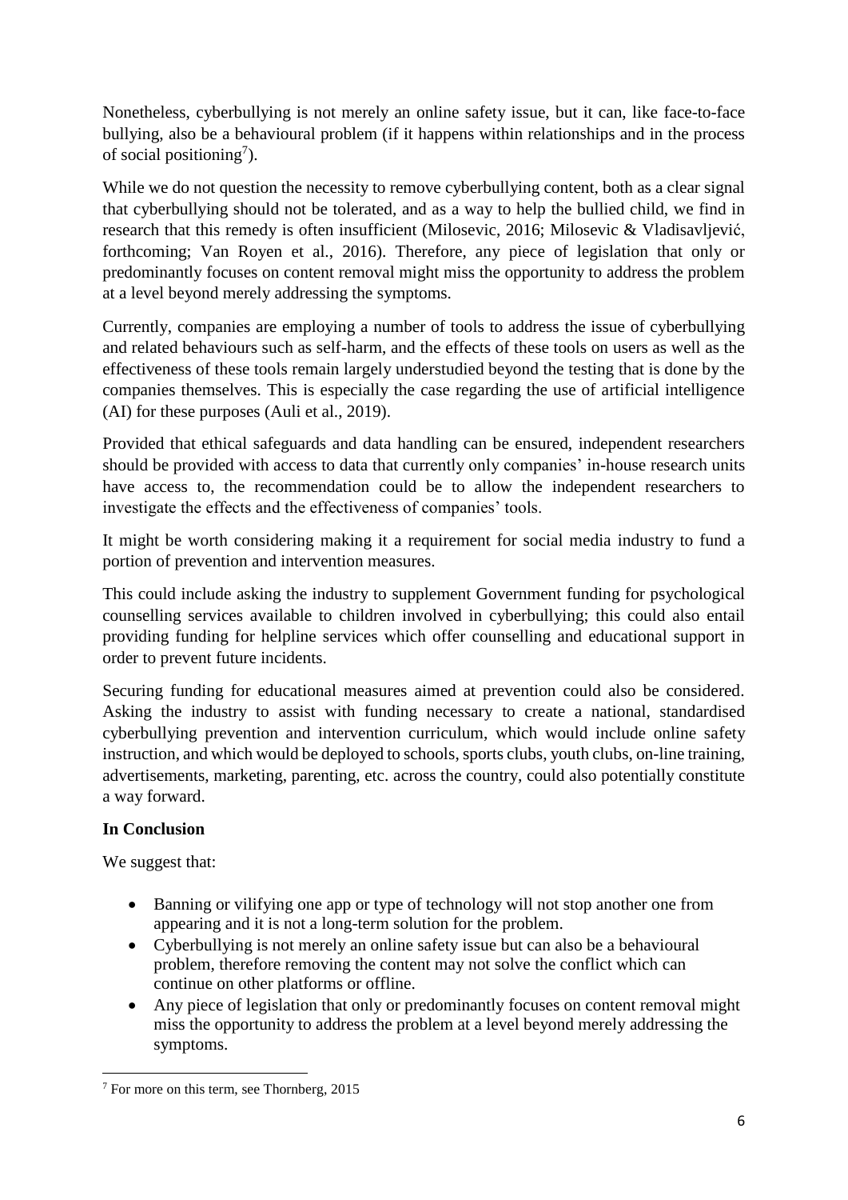Nonetheless, cyberbullying is not merely an online safety issue, but it can, like face-to-face bullying, also be a behavioural problem (if it happens within relationships and in the process of social positioning[7]).

While we do not question the necessity to remove cyberbullying content, both as a clear signal that cyberbullying should not be tolerated, and as a way to help the bullied child, we find in research that this remedy is often insufficient (Milosevic, 2016; Milosevic & Vladisavljević, forthcoming; Van Royen et al., 2016). Therefore, any piece of legislation that only or predominantly focuses on content removal might miss the opportunity to address the problem at a level beyond merely addressing the symptoms.

Currently, companies are employing a number of tools to address the issue of cyberbullying and related behaviours such as self-harm, and the effects of these tools on users as well as the effectiveness of these tools remain largely understudied beyond the testing that is done by the companies themselves. This is especially the case regarding the use of artificial intelligence (AI) for these purposes (Auli et al., 2019).

Provided that ethical safeguards and data handling can be ensured, independent researchers should be provided with access to data that currently only companies' in-house research units have access to, the recommendation could be to allow the independent researchers to investigate the effects and the effectiveness of companies' tools.

It might be worth considering making it a requirement for social media industry to fund a portion of prevention and intervention measures.

This could include asking the industry to supplement Government funding for psychological counselling services available to children involved in cyberbullying; this could also entail providing funding for helpline services which offer counselling and educational support in order to prevent future incidents.

Securing funding for educational measures aimed at prevention could also be considered. Asking the industry to assist with funding necessary to create a national, standardised cyberbullying prevention and intervention curriculum, which would include online safety instruction, and which would be deployed to schools, sports clubs, youth clubs, on-line training, advertisements, marketing, parenting, etc. across the country, could also potentially constitute a way forward.

**In Conclusion**

We suggest that:

- Banning or vilifying one app or type of technology will not stop another one from appearing and it is not a long-term solution for the problem.
- Cyberbullying is not merely an online safety issue but can also be a behavioural problem, therefore removing the content may not solve the conflict which can continue on other platforms or offline.
- Any piece of legislation that only or predominantly focuses on content removal might miss the opportunity to address the problem at a level beyond merely addressing the symptoms.

[7] For more on this term, see Thornberg, 2015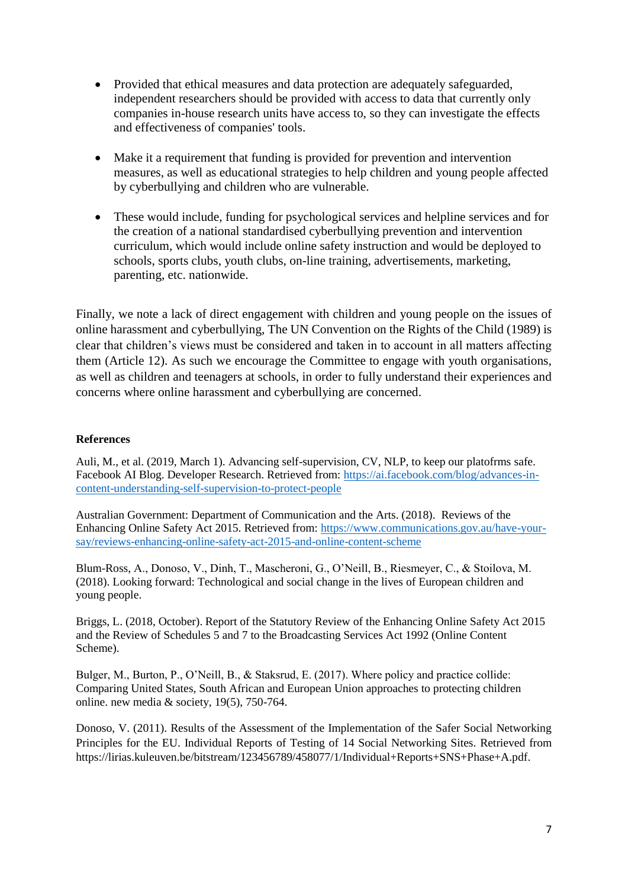- Provided that ethical measures and data protection are adequately safeguarded, independent researchers should be provided with access to data that currently only companies in-house research units have access to, so they can investigate the effects and effectiveness of companies' tools.

- Make it a requirement that funding is provided for prevention and intervention measures, as well as educational strategies to help children and young people affected by cyberbullying and children who are vulnerable.

- These would include, funding for psychological services and helpline services and for the creation of a national standardised cyberbullying prevention and intervention curriculum, which would include online safety instruction and would be deployed to schools, sports clubs, youth clubs, on-line training, advertisements, marketing, parenting, etc. nationwide.

Finally, we note a lack of direct engagement with children and young people on the issues of online harassment and cyberbullying, The UN Convention on the Rights of the Child (1989) is clear that children's views must be considered and taken in to account in all matters affecting them (Article 12). As such we encourage the Committee to engage with youth organisations, as well as children and teenagers at schools, in order to fully understand their experiences and concerns where online harassment and cyberbullying are concerned.

**References**

Auli, M., et al. (2019, March 1). Advancing self-supervision, CV, NLP, to keep our platofrms safe. Facebook AI Blog. Developer Research. Retrieved from: https://ai.facebook.com/blog/advances-in-content-understanding-self-supervision-to-protect-people

Australian Government: Department of Communication and the Arts. (2018). Reviews of the Enhancing Online Safety Act 2015. Retrieved from: https://www.communications.gov.au/have-your-say/reviews-enhancing-online-safety-act-2015-and-online-content-scheme

Blum-Ross, A., Donoso, V., Dinh, T., Mascheroni, G., O'Neill, B., Riesmeyer, C., & Stoilova, M. (2018). Looking forward: Technological and social change in the lives of European children and young people.

Briggs, L. (2018, October). Report of the Statutory Review of the Enhancing Online Safety Act 2015 and the Review of Schedules 5 and 7 to the Broadcasting Services Act 1992 (Online Content Scheme).

Bulger, M., Burton, P., O'Neill, B., & Staksrud, E. (2017). Where policy and practice collide: Comparing United States, South African and European Union approaches to protecting children online. new media & society, 19(5), 750-764.

Donoso, V. (2011). Results of the Assessment of the Implementation of the Safer Social Networking Principles for the EU. Individual Reports of Testing of 14 Social Networking Sites. Retrieved from https://lirias.kuleuven.be/bitstream/123456789/458077/1/Individual+Reports+SNS+Phase+A.pdf.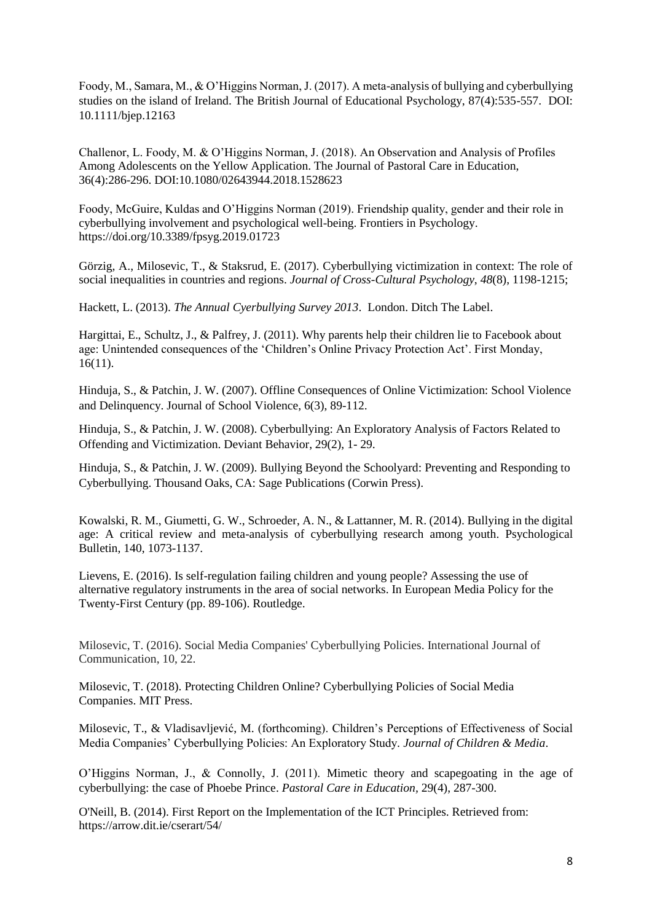Foody, M., Samara, M., & O'Higgins Norman, J. (2017). A meta-analysis of bullying and cyberbullying studies on the island of Ireland. The British Journal of Educational Psychology, 87(4):535-557. DOI: 10.1111/bjep.12163

Challenor, L. Foody, M. & O'Higgins Norman, J. (2018). An Observation and Analysis of Profiles Among Adolescents on the Yellow Application. The Journal of Pastoral Care in Education, 36(4):286-296. DOI:10.1080/02643944.2018.1528623

Foody, McGuire, Kuldas and O'Higgins Norman (2019). Friendship quality, gender and their role in cyberbullying involvement and psychological well-being. Frontiers in Psychology. https://doi.org/10.3389/fpsyg.2019.01723

Görzig, A., Milosevic, T., & Staksrud, E. (2017). Cyberbullying victimization in context: The role of social inequalities in countries and regions. *Journal of Cross-Cultural Psychology*, *48*(8), 1198-1215;

Hackett, L. (2013). *The Annual Cyerbullying Survey 2013*. London. Ditch The Label.

Hargittai, E., Schultz, J., & Palfrey, J. (2011). Why parents help their children lie to Facebook about age: Unintended consequences of the 'Children's Online Privacy Protection Act'. First Monday, 16(11).

Hinduja, S., & Patchin, J. W. (2007). Offline Consequences of Online Victimization: School Violence and Delinquency. Journal of School Violence, 6(3), 89-112.

Hinduja, S., & Patchin, J. W. (2008). Cyberbullying: An Exploratory Analysis of Factors Related to Offending and Victimization. Deviant Behavior, 29(2), 1- 29.

Hinduja, S., & Patchin, J. W. (2009). Bullying Beyond the Schoolyard: Preventing and Responding to Cyberbullying. Thousand Oaks, CA: Sage Publications (Corwin Press).

Kowalski, R. M., Giumetti, G. W., Schroeder, A. N., & Lattanner, M. R. (2014). Bullying in the digital age: A critical review and meta-analysis of cyberbullying research among youth. Psychological Bulletin, 140, 1073-1137.

Lievens, E. (2016). Is self-regulation failing children and young people? Assessing the use of alternative regulatory instruments in the area of social networks. In European Media Policy for the Twenty-First Century (pp. 89-106). Routledge.

Milosevic, T. (2016). Social Media Companies' Cyberbullying Policies. International Journal of Communication, 10, 22.

Milosevic, T. (2018). Protecting Children Online? Cyberbullying Policies of Social Media Companies. MIT Press.

Milosevic, T., & Vladisavljević, M. (forthcoming). Children's Perceptions of Effectiveness of Social Media Companies' Cyberbullying Policies: An Exploratory Study. *Journal of Children & Media*.

O'Higgins Norman, J., & Connolly, J. (2011). Mimetic theory and scapegoating in the age of cyberbullying: the case of Phoebe Prince. *Pastoral Care in Education*, 29(4), 287-300.

O'Neill, B. (2014). First Report on the Implementation of the ICT Principles. Retrieved from: https://arrow.dit.ie/cserart/54/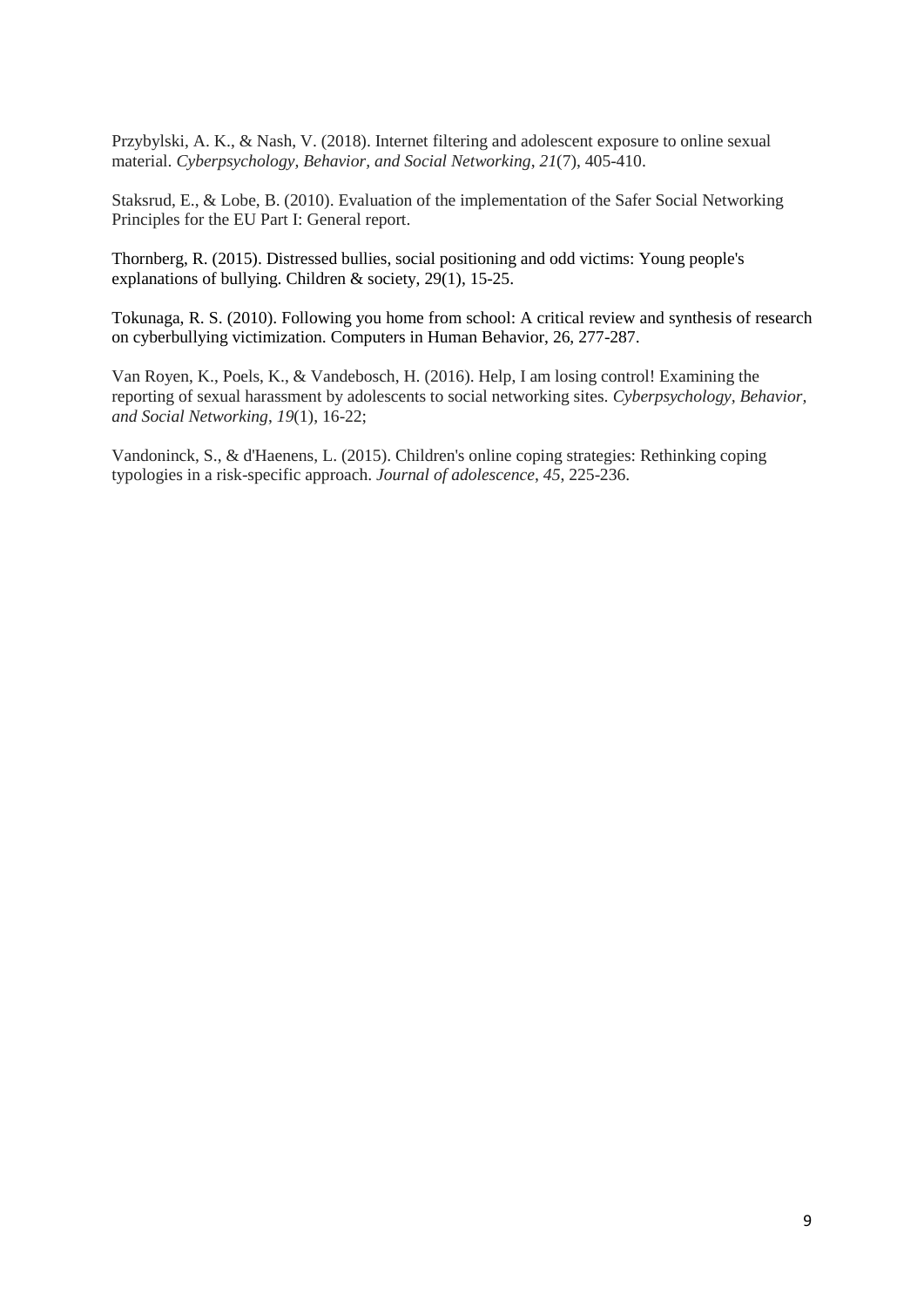Przybylski, A. K., & Nash, V. (2018). Internet filtering and adolescent exposure to online sexual material. *Cyberpsychology, Behavior, and Social Networking*, *21*(7), 405-410.

Staksrud, E., & Lobe, B. (2010). Evaluation of the implementation of the Safer Social Networking Principles for the EU Part I: General report.

Thornberg, R. (2015). Distressed bullies, social positioning and odd victims: Young people's explanations of bullying. Children & society, 29(1), 15-25.

Tokunaga, R. S. (2010). Following you home from school: A critical review and synthesis of research on cyberbullying victimization. Computers in Human Behavior, 26, 277-287.

Van Royen, K., Poels, K., & Vandebosch, H. (2016). Help, I am losing control! Examining the reporting of sexual harassment by adolescents to social networking sites. *Cyberpsychology, Behavior, and Social Networking*, *19*(1), 16-22;

Vandoninck, S., & d'Haenens, L. (2015). Children's online coping strategies: Rethinking coping typologies in a risk-specific approach. *Journal of adolescence*, *45*, 225-236.